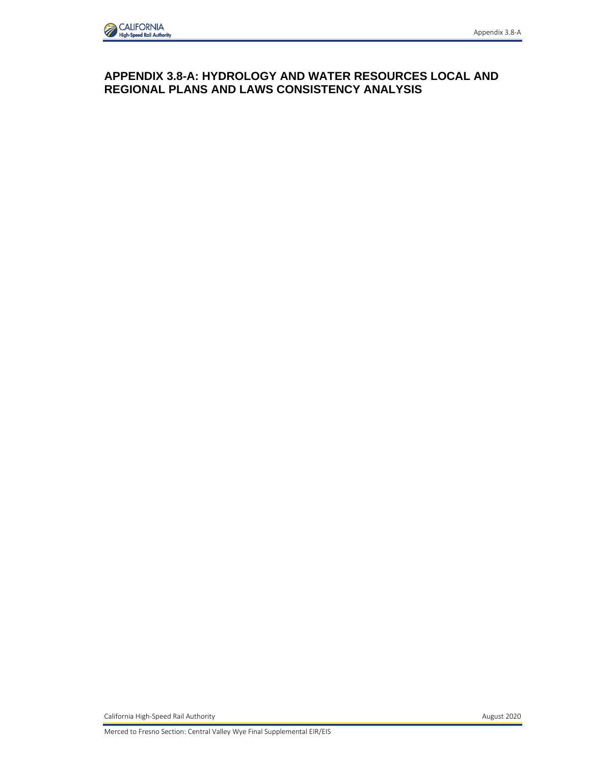# APPENDIX 3.8-A: HYDROLOGY AND WATER RESOURCES LOCAL AND REGIONAL PLANS AND LAWS CONSISTENCY ANALYSIS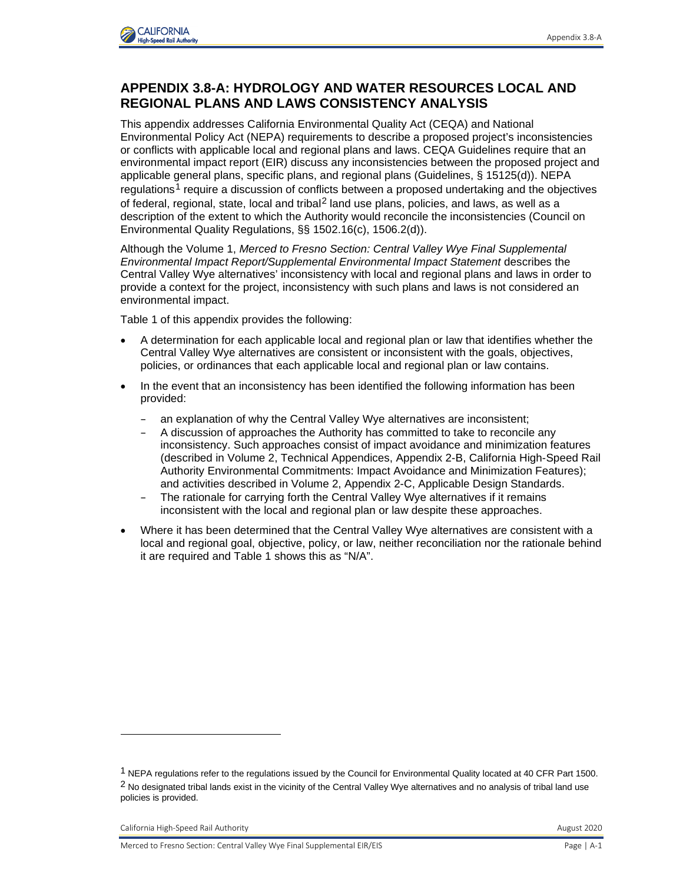# APPENDIX 3.8-A: HYDROLOGY AND WATER RESOURCES LOCAL AND REGIONAL PLANS AND LAWS CONSISTENCY ANALYSIS

This appendix addresses California Environmental Quality Act (CEQA) and National Environmental Policy Act (NEPA) requirements to describe a proposed project's inconsistencies or conflicts with applicable local and regional plans and laws. CEQA Guidelines require that an environmental impact report (EIR) discuss any inconsistencies between the proposed project and applicable general plans, specific plans, and regional plans (Guidelines, § 15125(d)). NEPA regulations[1] require a discussion of conflicts between a proposed undertaking and the objectives of federal, regional, state, local and tribal[2] land use plans, policies, and laws, as well as a description of the extent to which the Authority would reconcile the inconsistencies (Council on Environmental Quality Regulations, §§ 1502.16(c), 1506.2(d)).

Although the Volume 1, *Merced to Fresno Section: Central Valley Wye Final Supplemental Environmental Impact Report/Supplemental Environmental Impact Statement* describes the Central Valley Wye alternatives' inconsistency with local and regional plans and laws in order to provide a context for the project, inconsistency with such plans and laws is not considered an environmental impact.

Table 1 of this appendix provides the following:

- A determination for each applicable local and regional plan or law that identifies whether the Central Valley Wye alternatives are consistent or inconsistent with the goals, objectives, policies, or ordinances that each applicable local and regional plan or law contains.
- In the event that an inconsistency has been identified the following information has been provided:
  - an explanation of why the Central Valley Wye alternatives are inconsistent;
  - A discussion of approaches the Authority has committed to take to reconcile any inconsistency. Such approaches consist of impact avoidance and minimization features (described in Volume 2, Technical Appendices, Appendix 2-B, California High-Speed Rail Authority Environmental Commitments: Impact Avoidance and Minimization Features); and activities described in Volume 2, Appendix 2-C, Applicable Design Standards.
  - The rationale for carrying forth the Central Valley Wye alternatives if it remains inconsistent with the local and regional plan or law despite these approaches.
- Where it has been determined that the Central Valley Wye alternatives are consistent with a local and regional goal, objective, policy, or law, neither reconciliation nor the rationale behind it are required and Table 1 shows this as "N/A".

[1] NEPA regulations refer to the regulations issued by the Council for Environmental Quality located at 40 CFR Part 1500.

[2] No designated tribal lands exist in the vicinity of the Central Valley Wye alternatives and no analysis of tribal land use policies is provided.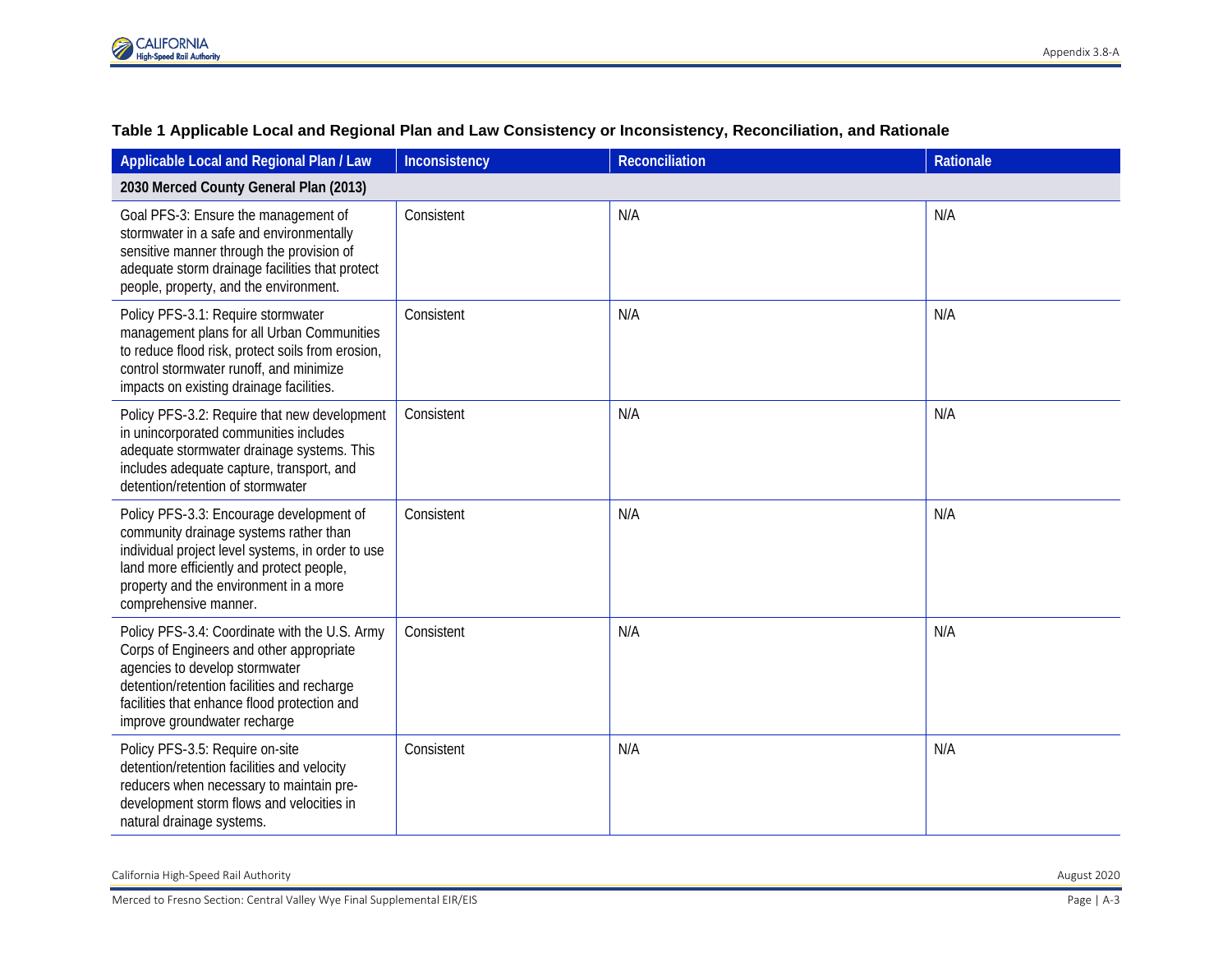**Table 1 Applicable Local and Regional Plan and Law Consistency or Inconsistency, Reconciliation, and Rationale**

| Applicable Local and Regional Plan / Law | Inconsistency | Reconciliation | Rationale |
|---|---|---|---|
| **2030 Merced County General Plan (2013)** | | | |
| Goal PFS-3: Ensure the management of stormwater in a safe and environmentally sensitive manner through the provision of adequate storm drainage facilities that protect people, property, and the environment. | Consistent | N/A | N/A |
| Policy PFS-3.1: Require stormwater management plans for all Urban Communities to reduce flood risk, protect soils from erosion, control stormwater runoff, and minimize impacts on existing drainage facilities. | Consistent | N/A | N/A |
| Policy PFS-3.2: Require that new development in unincorporated communities includes adequate stormwater drainage systems. This includes adequate capture, transport, and detention/retention of stormwater | Consistent | N/A | N/A |
| Policy PFS-3.3: Encourage development of community drainage systems rather than individual project level systems, in order to use land more efficiently and protect people, property and the environment in a more comprehensive manner. | Consistent | N/A | N/A |
| Policy PFS-3.4: Coordinate with the U.S. Army Corps of Engineers and other appropriate agencies to develop stormwater detention/retention facilities and recharge facilities that enhance flood protection and improve groundwater recharge | Consistent | N/A | N/A |
| Policy PFS-3.5: Require on-site detention/retention facilities and velocity reducers when necessary to maintain pre-development storm flows and velocities in natural drainage systems. | Consistent | N/A | N/A |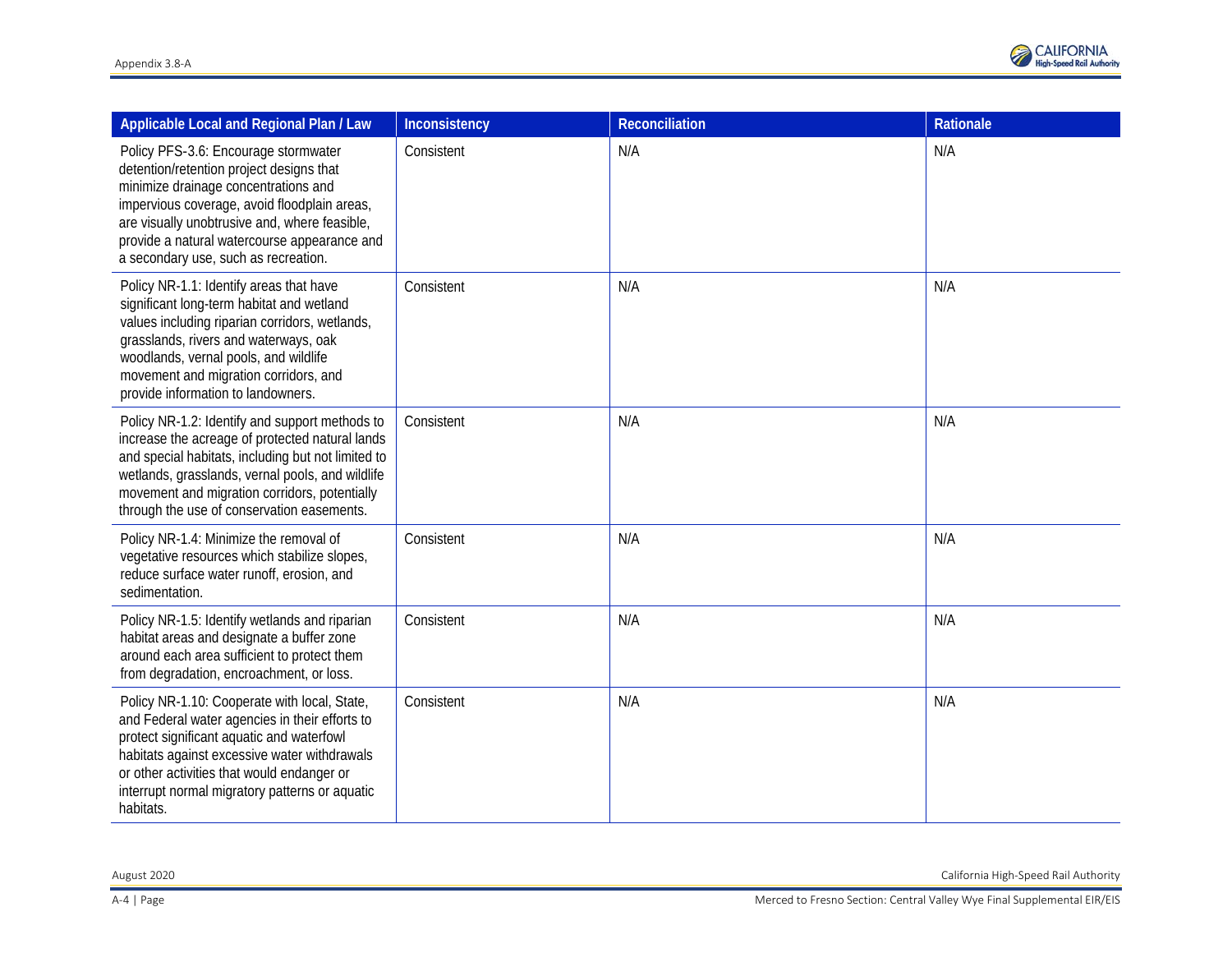| Applicable Local and Regional Plan / Law | Inconsistency | Reconciliation | Rationale |
|---|---|---|---|
| Policy PFS-3.6: Encourage stormwater detention/retention project designs that minimize drainage concentrations and impervious coverage, avoid floodplain areas, are visually unobtrusive and, where feasible, provide a natural watercourse appearance and a secondary use, such as recreation. | Consistent | N/A | N/A |
| Policy NR-1.1: Identify areas that have significant long-term habitat and wetland values including riparian corridors, wetlands, grasslands, rivers and waterways, oak woodlands, vernal pools, and wildlife movement and migration corridors, and provide information to landowners. | Consistent | N/A | N/A |
| Policy NR-1.2: Identify and support methods to increase the acreage of protected natural lands and special habitats, including but not limited to wetlands, grasslands, vernal pools, and wildlife movement and migration corridors, potentially through the use of conservation easements. | Consistent | N/A | N/A |
| Policy NR-1.4: Minimize the removal of vegetative resources which stabilize slopes, reduce surface water runoff, erosion, and sedimentation. | Consistent | N/A | N/A |
| Policy NR-1.5: Identify wetlands and riparian habitat areas and designate a buffer zone around each area sufficient to protect them from degradation, encroachment, or loss. | Consistent | N/A | N/A |
| Policy NR-1.10: Cooperate with local, State, and Federal water agencies in their efforts to protect significant aquatic and waterfowl habitats against excessive water withdrawals or other activities that would endanger or interrupt normal migratory patterns or aquatic habitats. | Consistent | N/A | N/A |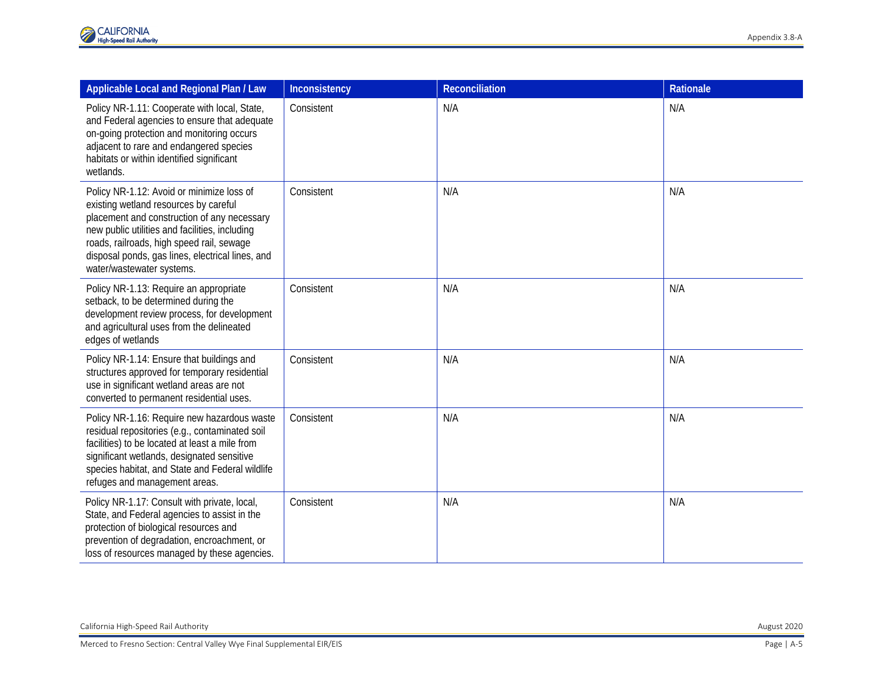| Applicable Local and Regional Plan / Law | Inconsistency | Reconciliation | Rationale |
|---|---|---|---|
| Policy NR-1.11: Cooperate with local, State, and Federal agencies to ensure that adequate on-going protection and monitoring occurs adjacent to rare and endangered species habitats or within identified significant wetlands. | Consistent | N/A | N/A |
| Policy NR-1.12: Avoid or minimize loss of existing wetland resources by careful placement and construction of any necessary new public utilities and facilities, including roads, railroads, high speed rail, sewage disposal ponds, gas lines, electrical lines, and water/wastewater systems. | Consistent | N/A | N/A |
| Policy NR-1.13: Require an appropriate setback, to be determined during the development review process, for development and agricultural uses from the delineated edges of wetlands | Consistent | N/A | N/A |
| Policy NR-1.14: Ensure that buildings and structures approved for temporary residential use in significant wetland areas are not converted to permanent residential uses. | Consistent | N/A | N/A |
| Policy NR-1.16: Require new hazardous waste residual repositories (e.g., contaminated soil facilities) to be located at least a mile from significant wetlands, designated sensitive species habitat, and State and Federal wildlife refuges and management areas. | Consistent | N/A | N/A |
| Policy NR-1.17: Consult with private, local, State, and Federal agencies to assist in the protection of biological resources and prevention of degradation, encroachment, or loss of resources managed by these agencies. | Consistent | N/A | N/A |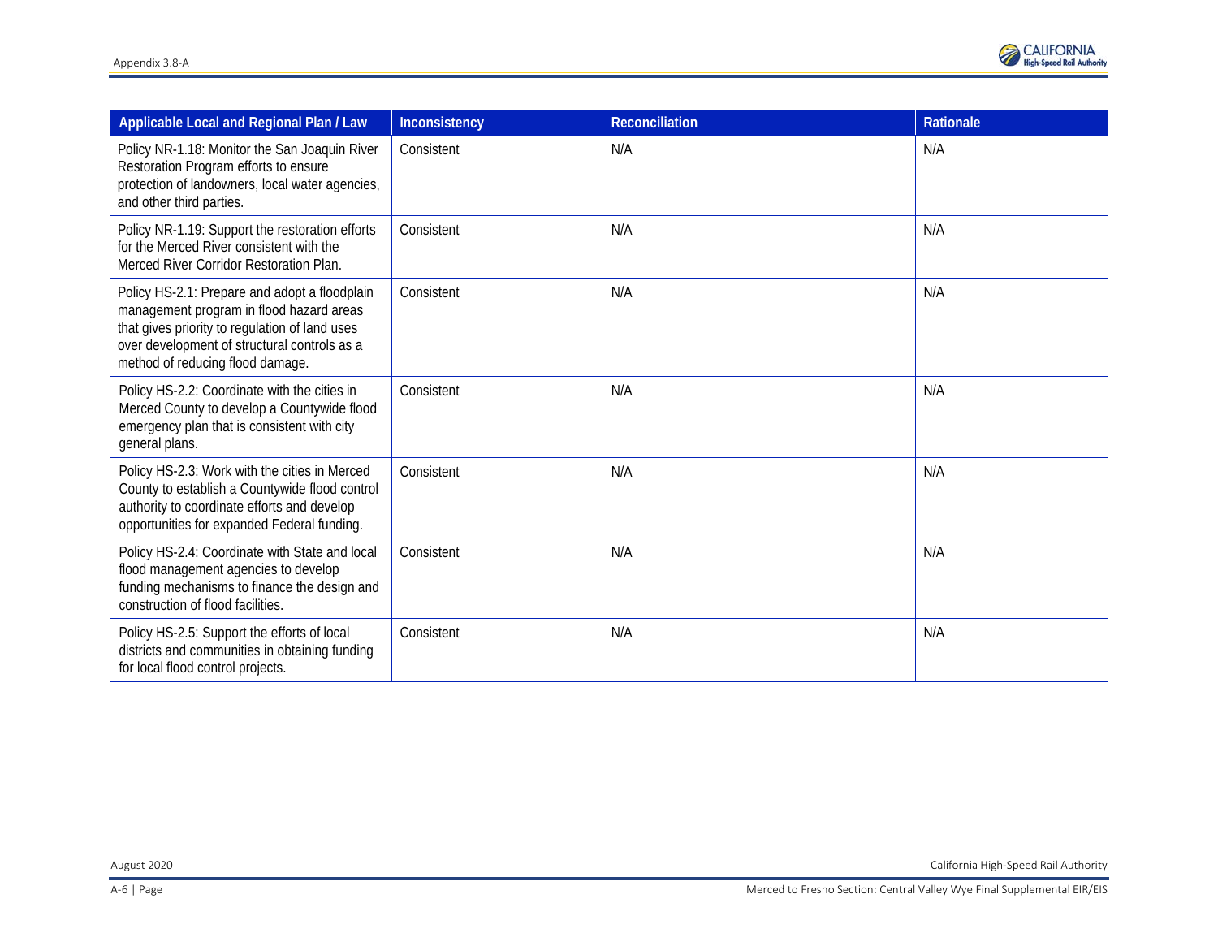| Applicable Local and Regional Plan / Law | Inconsistency | Reconciliation | Rationale |
|---|---|---|---|
| Policy NR-1.18: Monitor the San Joaquin River Restoration Program efforts to ensure protection of landowners, local water agencies, and other third parties. | Consistent | N/A | N/A |
| Policy NR-1.19: Support the restoration efforts for the Merced River consistent with the Merced River Corridor Restoration Plan. | Consistent | N/A | N/A |
| Policy HS-2.1: Prepare and adopt a floodplain management program in flood hazard areas that gives priority to regulation of land uses over development of structural controls as a method of reducing flood damage. | Consistent | N/A | N/A |
| Policy HS-2.2: Coordinate with the cities in Merced County to develop a Countywide flood emergency plan that is consistent with city general plans. | Consistent | N/A | N/A |
| Policy HS-2.3: Work with the cities in Merced County to establish a Countywide flood control authority to coordinate efforts and develop opportunities for expanded Federal funding. | Consistent | N/A | N/A |
| Policy HS-2.4: Coordinate with State and local flood management agencies to develop funding mechanisms to finance the design and construction of flood facilities. | Consistent | N/A | N/A |
| Policy HS-2.5: Support the efforts of local districts and communities in obtaining funding for local flood control projects. | Consistent | N/A | N/A |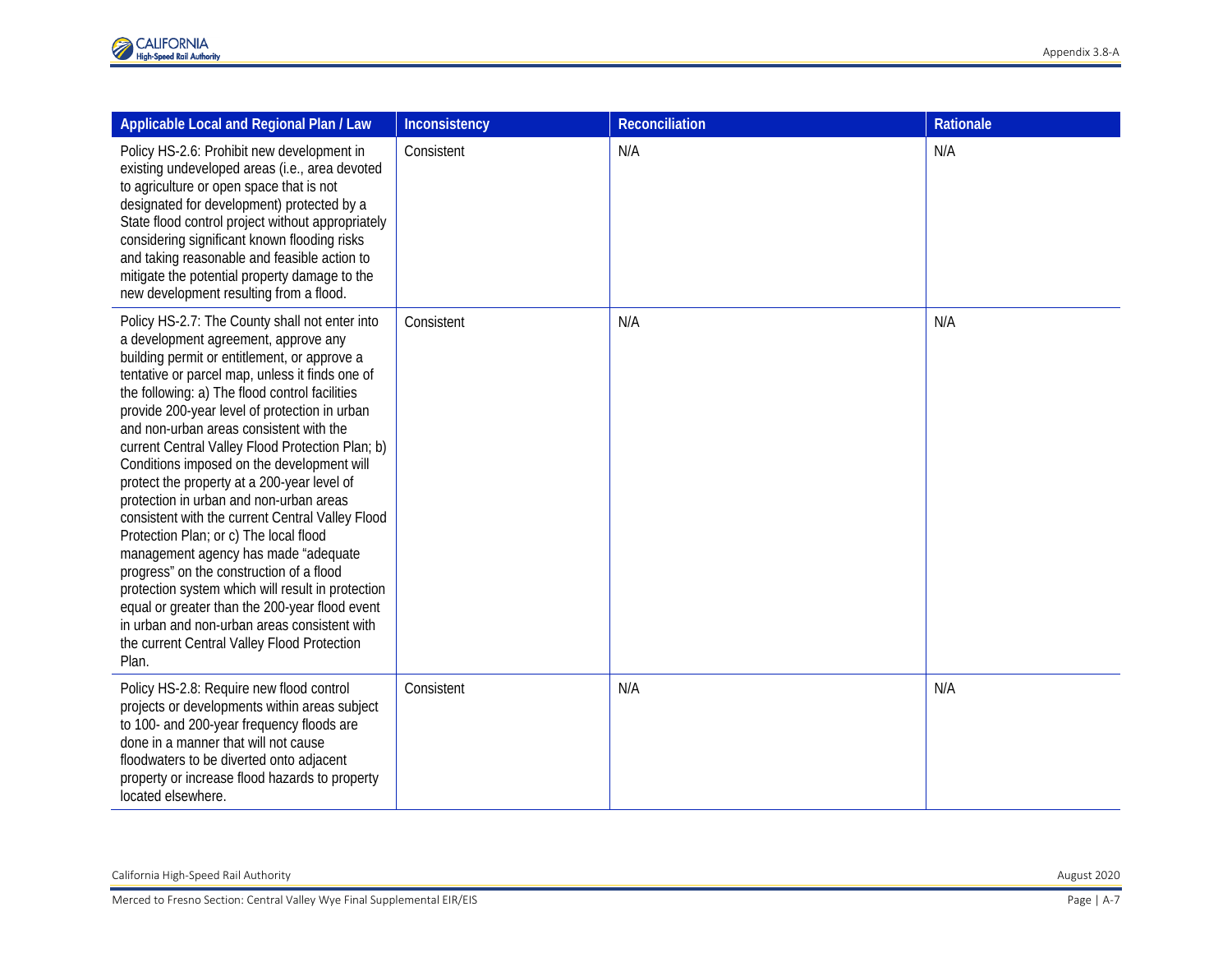| Applicable Local and Regional Plan / Law | Inconsistency | Reconciliation | Rationale |
| --- | --- | --- | --- |
| Policy HS-2.6: Prohibit new development in existing undeveloped areas (i.e., area devoted to agriculture or open space that is not designated for development) protected by a State flood control project without appropriately considering significant known flooding risks and taking reasonable and feasible action to mitigate the potential property damage to the new development resulting from a flood. | Consistent | N/A | N/A |
| Policy HS-2.7: The County shall not enter into a development agreement, approve any building permit or entitlement, or approve a tentative or parcel map, unless it finds one of the following: a) The flood control facilities provide 200-year level of protection in urban and non-urban areas consistent with the current Central Valley Flood Protection Plan; b) Conditions imposed on the development will protect the property at a 200-year level of protection in urban and non-urban areas consistent with the current Central Valley Flood Protection Plan; or c) The local flood management agency has made "adequate progress" on the construction of a flood protection system which will result in protection equal or greater than the 200-year flood event in urban and non-urban areas consistent with the current Central Valley Flood Protection Plan. | Consistent | N/A | N/A |
| Policy HS-2.8: Require new flood control projects or developments within areas subject to 100- and 200-year frequency floods are done in a manner that will not cause floodwaters to be diverted onto adjacent property or increase flood hazards to property located elsewhere. | Consistent | N/A | N/A |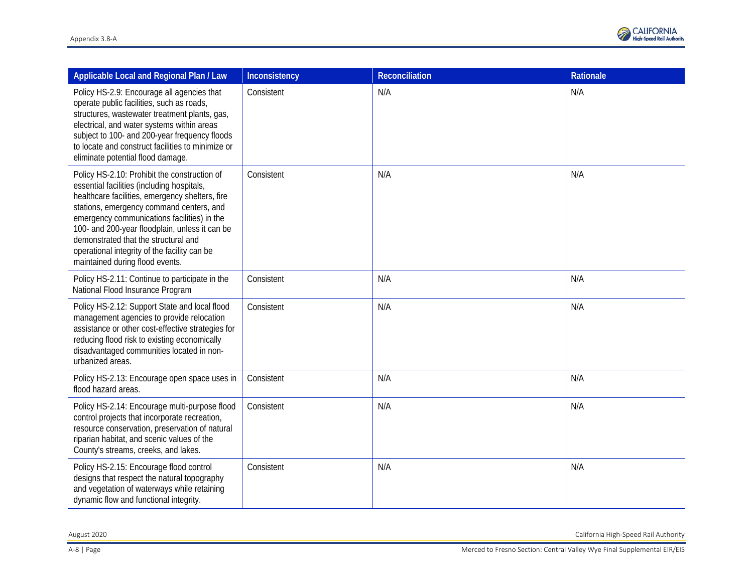| Applicable Local and Regional Plan / Law | Inconsistency | Reconciliation | Rationale |
|---|---|---|---|
| Policy HS-2.9: Encourage all agencies that operate public facilities, such as roads, structures, wastewater treatment plants, gas, electrical, and water systems within areas subject to 100- and 200-year frequency floods to locate and construct facilities to minimize or eliminate potential flood damage. | Consistent | N/A | N/A |
| Policy HS-2.10: Prohibit the construction of essential facilities (including hospitals, healthcare facilities, emergency shelters, fire stations, emergency command centers, and emergency communications facilities) in the 100- and 200-year floodplain, unless it can be demonstrated that the structural and operational integrity of the facility can be maintained during flood events. | Consistent | N/A | N/A |
| Policy HS-2.11: Continue to participate in the National Flood Insurance Program | Consistent | N/A | N/A |
| Policy HS-2.12: Support State and local flood management agencies to provide relocation assistance or other cost-effective strategies for reducing flood risk to existing economically disadvantaged communities located in non-urbanized areas. | Consistent | N/A | N/A |
| Policy HS-2.13: Encourage open space uses in flood hazard areas. | Consistent | N/A | N/A |
| Policy HS-2.14: Encourage multi-purpose flood control projects that incorporate recreation, resource conservation, preservation of natural riparian habitat, and scenic values of the County's streams, creeks, and lakes. | Consistent | N/A | N/A |
| Policy HS-2.15: Encourage flood control designs that respect the natural topography and vegetation of waterways while retaining dynamic flow and functional integrity. | Consistent | N/A | N/A |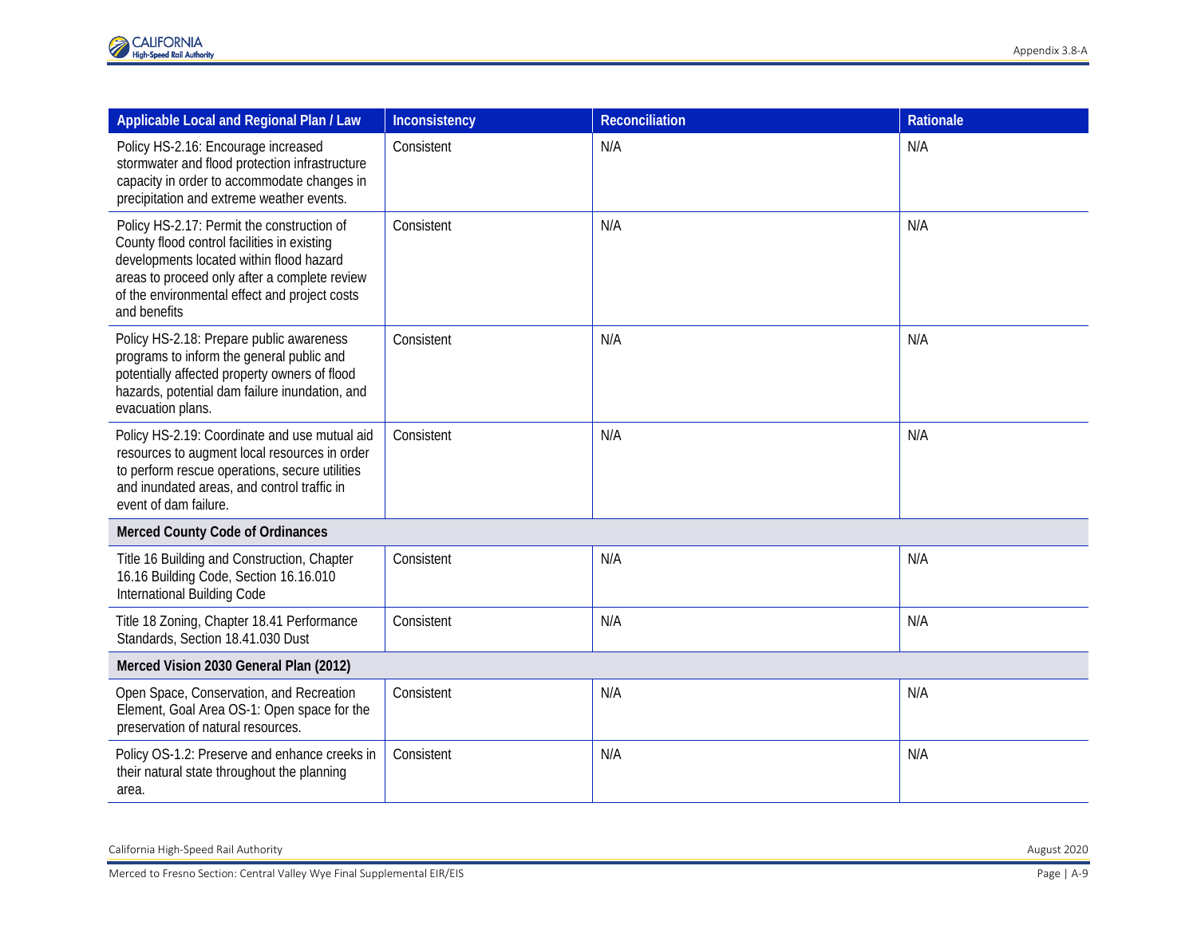| Applicable Local and Regional Plan / Law | Inconsistency | Reconciliation | Rationale |
|---|---|---|---|
| Policy HS-2.16: Encourage increased stormwater and flood protection infrastructure capacity in order to accommodate changes in precipitation and extreme weather events. | Consistent | N/A | N/A |
| Policy HS-2.17: Permit the construction of County flood control facilities in existing developments located within flood hazard areas to proceed only after a complete review of the environmental effect and project costs and benefits | Consistent | N/A | N/A |
| Policy HS-2.18: Prepare public awareness programs to inform the general public and potentially affected property owners of flood hazards, potential dam failure inundation, and evacuation plans. | Consistent | N/A | N/A |
| Policy HS-2.19: Coordinate and use mutual aid resources to augment local resources in order to perform rescue operations, secure utilities and inundated areas, and control traffic in event of dam failure. | Consistent | N/A | N/A |
| **Merced County Code of Ordinances** | | | |
| Title 16 Building and Construction, Chapter 16.16 Building Code, Section 16.16.010 International Building Code | Consistent | N/A | N/A |
| Title 18 Zoning, Chapter 18.41 Performance Standards, Section 18.41.030 Dust | Consistent | N/A | N/A |
| **Merced Vision 2030 General Plan (2012)** | | | |
| Open Space, Conservation, and Recreation Element, Goal Area OS-1: Open space for the preservation of natural resources. | Consistent | N/A | N/A |
| Policy OS-1.2: Preserve and enhance creeks in their natural state throughout the planning area. | Consistent | N/A | N/A |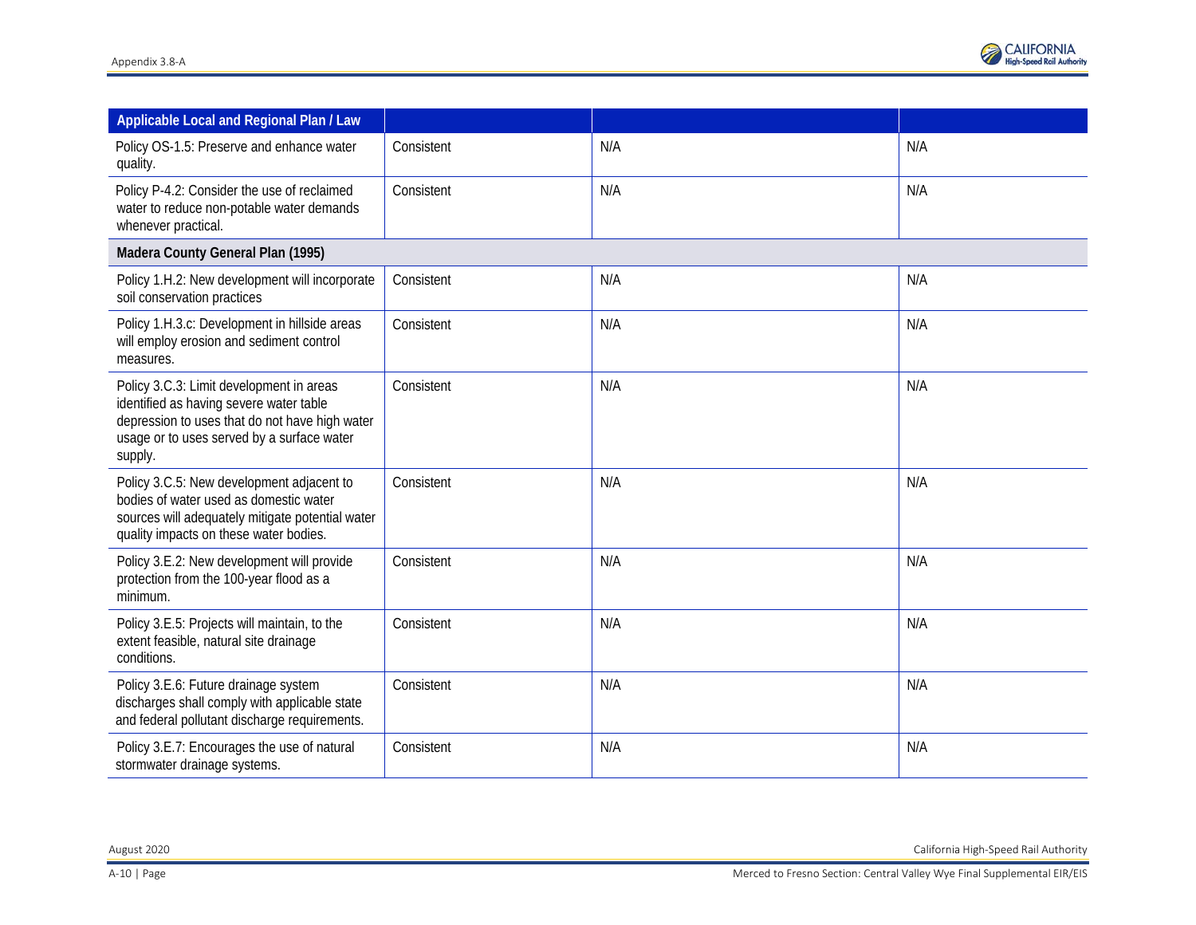| Applicable Local and Regional Plan / Law | | | |
|---|---|---|---|
| Policy OS-1.5: Preserve and enhance water quality. | Consistent | N/A | N/A |
| Policy P-4.2: Consider the use of reclaimed water to reduce non-potable water demands whenever practical. | Consistent | N/A | N/A |
| **Madera County General Plan (1995)** | | | |
| Policy 1.H.2: New development will incorporate soil conservation practices | Consistent | N/A | N/A |
| Policy 1.H.3.c: Development in hillside areas will employ erosion and sediment control measures. | Consistent | N/A | N/A |
| Policy 3.C.3: Limit development in areas identified as having severe water table depression to uses that do not have high water usage or to uses served by a surface water supply. | Consistent | N/A | N/A |
| Policy 3.C.5: New development adjacent to bodies of water used as domestic water sources will adequately mitigate potential water quality impacts on these water bodies. | Consistent | N/A | N/A |
| Policy 3.E.2: New development will provide protection from the 100-year flood as a minimum. | Consistent | N/A | N/A |
| Policy 3.E.5: Projects will maintain, to the extent feasible, natural site drainage conditions. | Consistent | N/A | N/A |
| Policy 3.E.6: Future drainage system discharges shall comply with applicable state and federal pollutant discharge requirements. | Consistent | N/A | N/A |
| Policy 3.E.7: Encourages the use of natural stormwater drainage systems. | Consistent | N/A | N/A |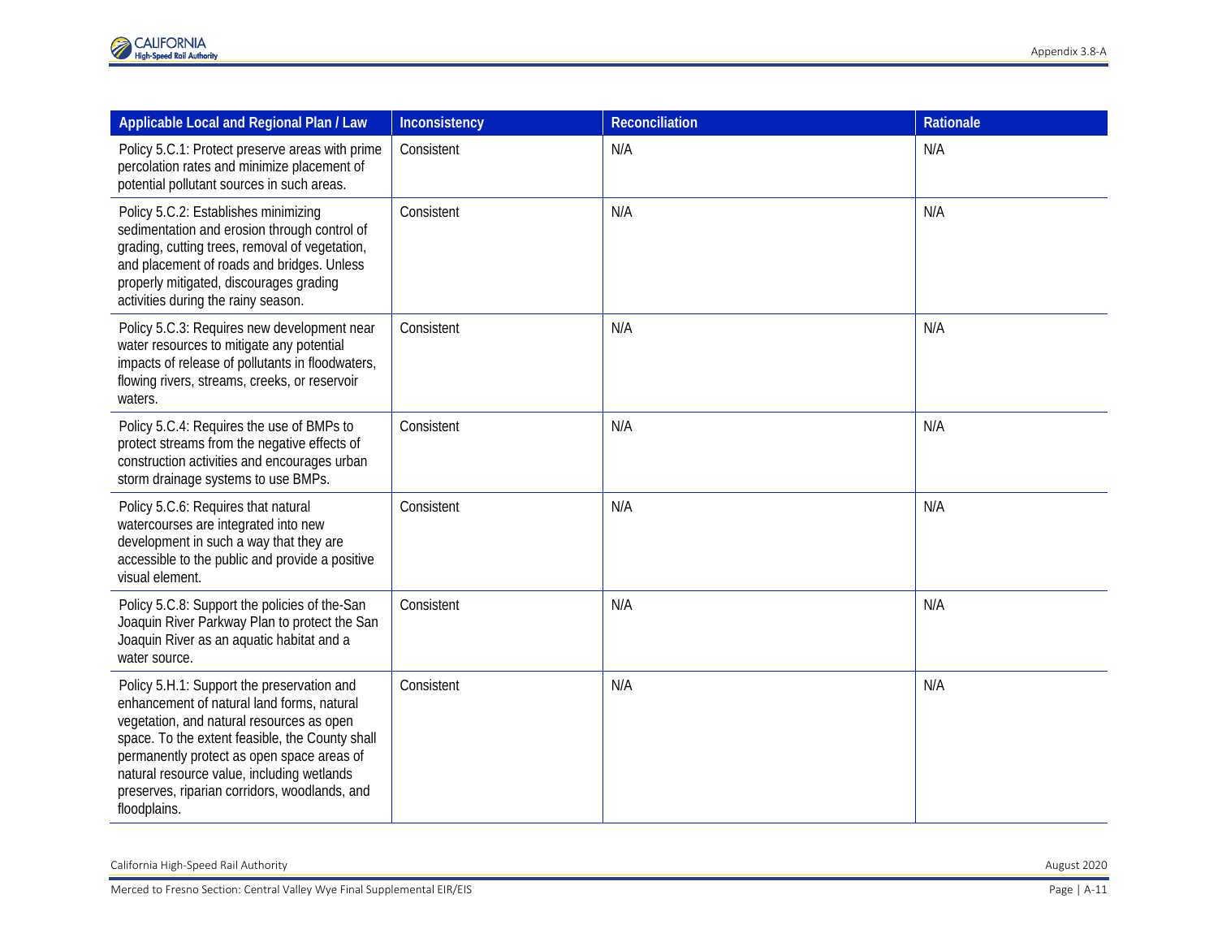| Applicable Local and Regional Plan / Law | Inconsistency | Reconciliation | Rationale |
|---|---|---|---|
| Policy 5.C.1: Protect preserve areas with prime percolation rates and minimize placement of potential pollutant sources in such areas. | Consistent | N/A | N/A |
| Policy 5.C.2: Establishes minimizing sedimentation and erosion through control of grading, cutting trees, removal of vegetation, and placement of roads and bridges. Unless properly mitigated, discourages grading activities during the rainy season. | Consistent | N/A | N/A |
| Policy 5.C.3: Requires new development near water resources to mitigate any potential impacts of release of pollutants in floodwaters, flowing rivers, streams, creeks, or reservoir waters. | Consistent | N/A | N/A |
| Policy 5.C.4: Requires the use of BMPs to protect streams from the negative effects of construction activities and encourages urban storm drainage systems to use BMPs. | Consistent | N/A | N/A |
| Policy 5.C.6: Requires that natural watercourses are integrated into new development in such a way that they are accessible to the public and provide a positive visual element. | Consistent | N/A | N/A |
| Policy 5.C.8: Support the policies of the-San Joaquin River Parkway Plan to protect the San Joaquin River as an aquatic habitat and a water source. | Consistent | N/A | N/A |
| Policy 5.H.1: Support the preservation and enhancement of natural land forms, natural vegetation, and natural resources as open space. To the extent feasible, the County shall permanently protect as open space areas of natural resource value, including wetlands preserves, riparian corridors, woodlands, and floodplains. | Consistent | N/A | N/A |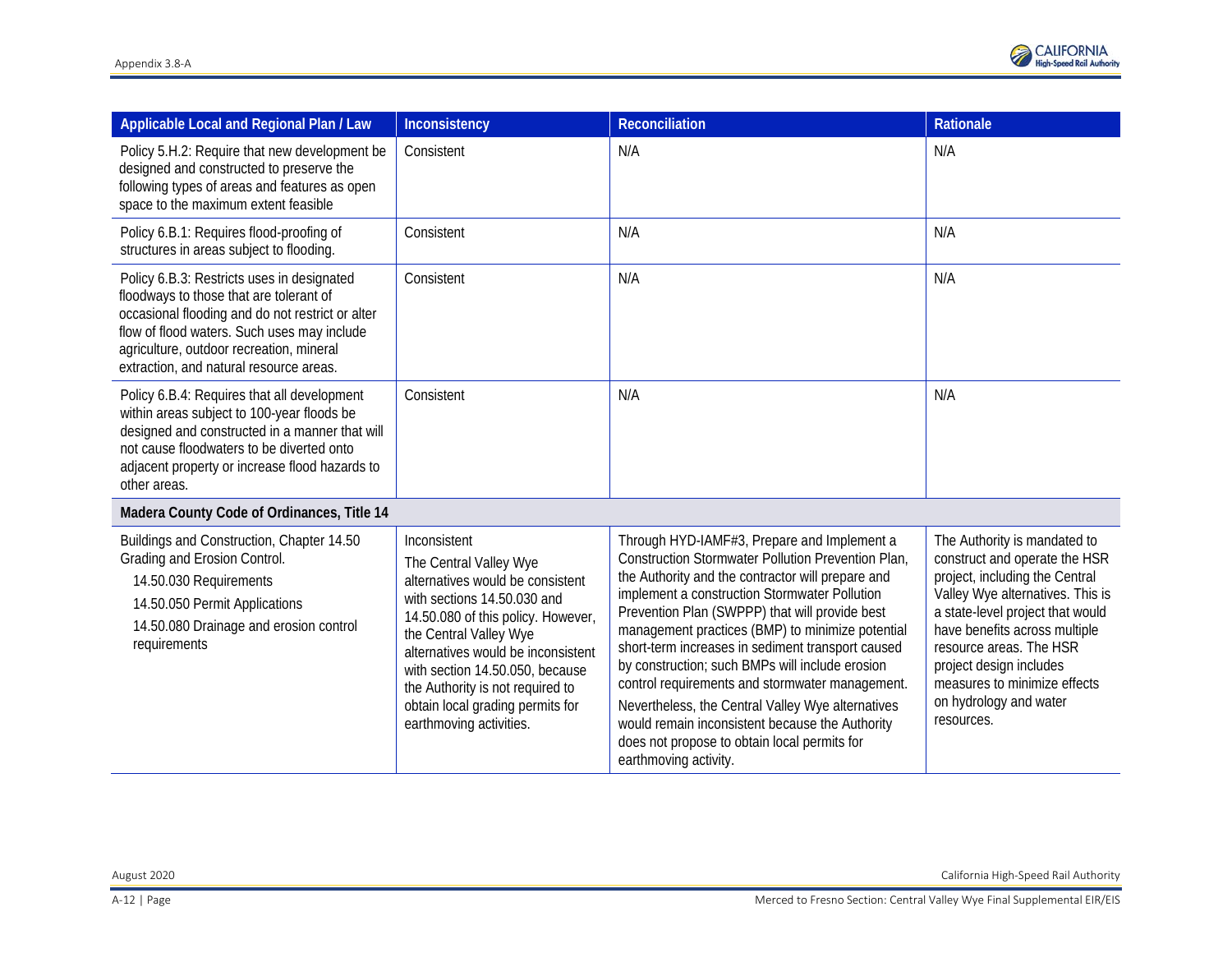| Applicable Local and Regional Plan / Law | Inconsistency | Reconciliation | Rationale |
|---|---|---|---|
| Policy 5.H.2: Require that new development be designed and constructed to preserve the following types of areas and features as open space to the maximum extent feasible | Consistent | N/A | N/A |
| Policy 6.B.1: Requires flood-proofing of structures in areas subject to flooding. | Consistent | N/A | N/A |
| Policy 6.B.3: Restricts uses in designated floodways to those that are tolerant of occasional flooding and do not restrict or alter flow of flood waters. Such uses may include agriculture, outdoor recreation, mineral extraction, and natural resource areas. | Consistent | N/A | N/A |
| Policy 6.B.4: Requires that all development within areas subject to 100-year floods be designed and constructed in a manner that will not cause floodwaters to be diverted onto adjacent property or increase flood hazards to other areas. | Consistent | N/A | N/A |
| **Madera County Code of Ordinances, Title 14** | | | |
| Buildings and Construction, Chapter 14.50 Grading and Erosion Control.<br>14.50.030 Requirements<br>14.50.050 Permit Applications<br>14.50.080 Drainage and erosion control requirements | Inconsistent<br>The Central Valley Wye alternatives would be consistent with sections 14.50.030 and 14.50.080 of this policy. However, the Central Valley Wye alternatives would be inconsistent with section 14.50.050, because the Authority is not required to obtain local grading permits for earthmoving activities. | Through HYD-IAMF#3, Prepare and Implement a Construction Stormwater Pollution Prevention Plan, the Authority and the contractor will prepare and implement a construction Stormwater Pollution Prevention Plan (SWPPP) that will provide best management practices (BMP) to minimize potential short-term increases in sediment transport caused by construction; such BMPs will include erosion control requirements and stormwater management.<br>Nevertheless, the Central Valley Wye alternatives would remain inconsistent because the Authority does not propose to obtain local permits for earthmoving activity. | The Authority is mandated to construct and operate the HSR project, including the Central Valley Wye alternatives. This is a state-level project that would have benefits across multiple resource areas. The HSR project design includes measures to minimize effects on hydrology and water resources. |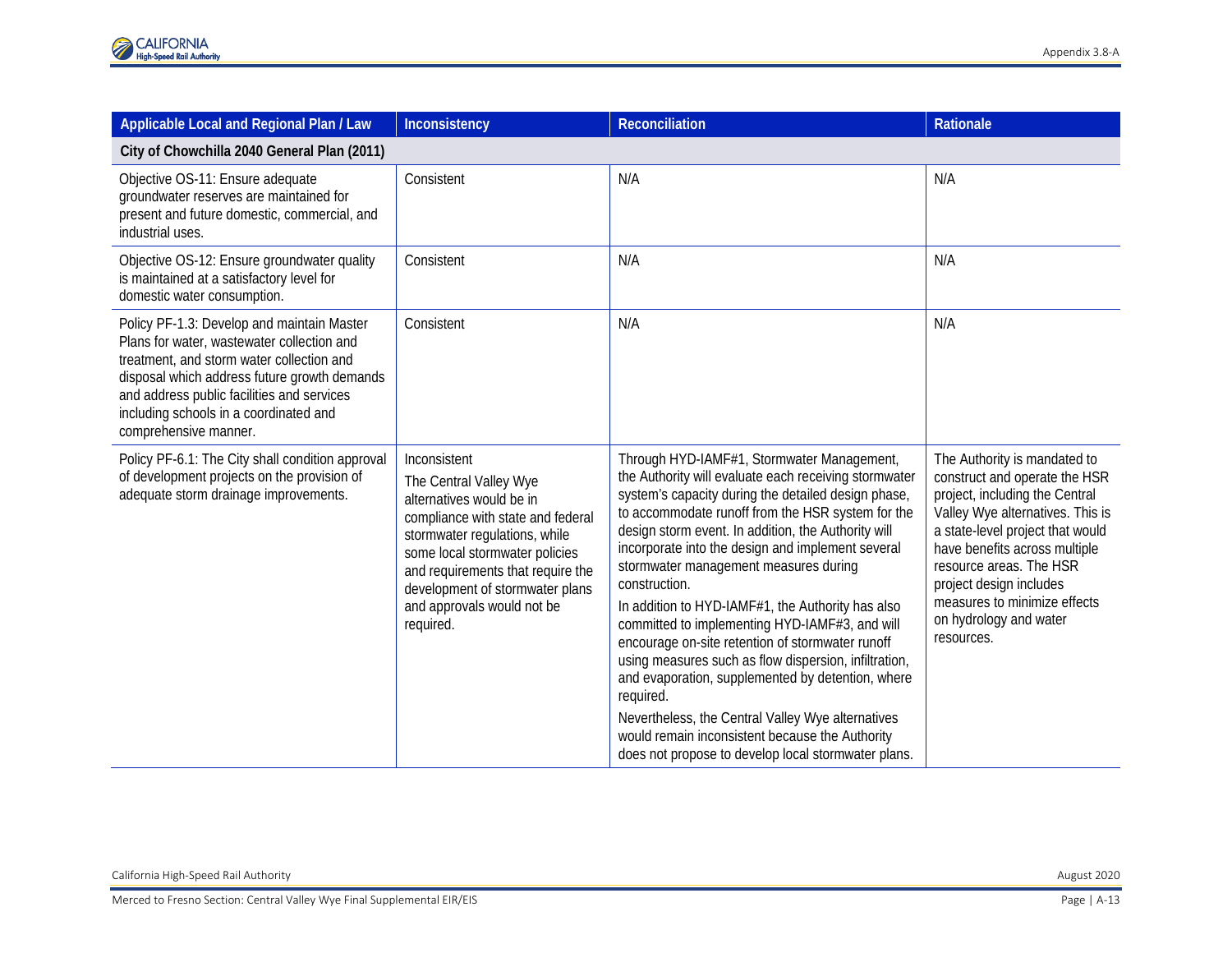| Applicable Local and Regional Plan / Law | Inconsistency | Reconciliation | Rationale |
|---|---|---|---|
| **City of Chowchilla 2040 General Plan (2011)** | | | |
| Objective OS-11: Ensure adequate groundwater reserves are maintained for present and future domestic, commercial, and industrial uses. | Consistent | N/A | N/A |
| Objective OS-12: Ensure groundwater quality is maintained at a satisfactory level for domestic water consumption. | Consistent | N/A | N/A |
| Policy PF-1.3: Develop and maintain Master Plans for water, wastewater collection and treatment, and storm water collection and disposal which address future growth demands and address public facilities and services including schools in a coordinated and comprehensive manner. | Consistent | N/A | N/A |
| Policy PF-6.1: The City shall condition approval of development projects on the provision of adequate storm drainage improvements. | Inconsistent<br><br>The Central Valley Wye alternatives would be in compliance with state and federal stormwater regulations, while some local stormwater policies and requirements that require the development of stormwater plans and approvals would not be required. | Through HYD-IAMF#1, Stormwater Management, the Authority will evaluate each receiving stormwater system's capacity during the detailed design phase, to accommodate runoff from the HSR system for the design storm event. In addition, the Authority will incorporate into the design and implement several stormwater management measures during construction.<br><br>In addition to HYD-IAMF#1, the Authority has also committed to implementing HYD-IAMF#3, and will encourage on-site retention of stormwater runoff using measures such as flow dispersion, infiltration, and evaporation, supplemented by detention, where required.<br><br>Nevertheless, the Central Valley Wye alternatives would remain inconsistent because the Authority does not propose to develop local stormwater plans. | The Authority is mandated to construct and operate the HSR project, including the Central Valley Wye alternatives. This is a state-level project that would have benefits across multiple resource areas. The HSR project design includes measures to minimize effects on hydrology and water resources. |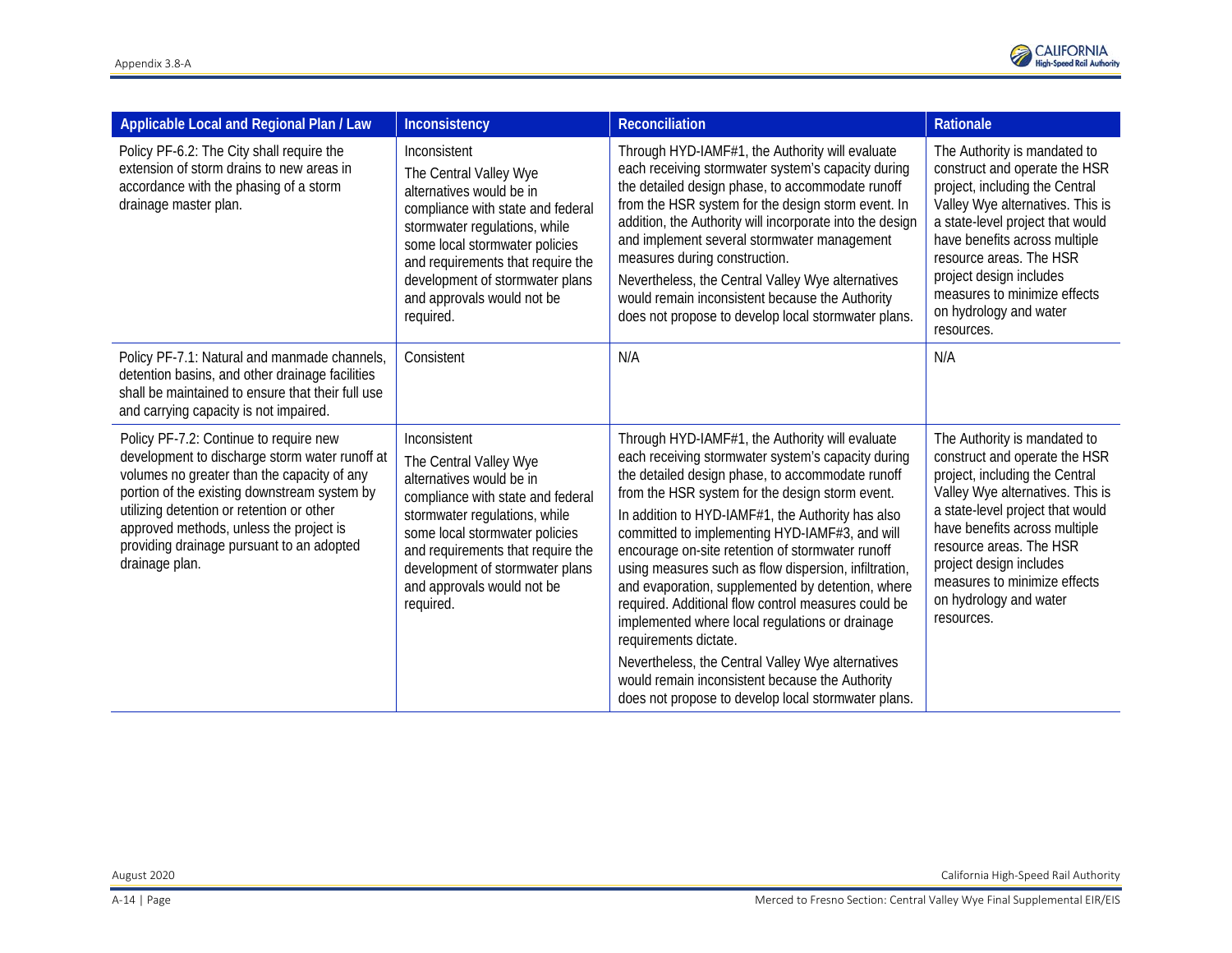| Applicable Local and Regional Plan / Law | Inconsistency | Reconciliation | Rationale |
|---|---|---|---|
| Policy PF-6.2: The City shall require the extension of storm drains to new areas in accordance with the phasing of a storm drainage master plan. | Inconsistent<br>The Central Valley Wye alternatives would be in compliance with state and federal stormwater regulations, while some local stormwater policies and requirements that require the development of stormwater plans and approvals would not be required. | Through HYD-IAMF#1, the Authority will evaluate each receiving stormwater system's capacity during the detailed design phase, to accommodate runoff from the HSR system for the design storm event. In addition, the Authority will incorporate into the design and implement several stormwater management measures during construction.<br>Nevertheless, the Central Valley Wye alternatives would remain inconsistent because the Authority does not propose to develop local stormwater plans. | The Authority is mandated to construct and operate the HSR project, including the Central Valley Wye alternatives. This is a state-level project that would have benefits across multiple resource areas. The HSR project design includes measures to minimize effects on hydrology and water resources. |
| Policy PF-7.1: Natural and manmade channels, detention basins, and other drainage facilities shall be maintained to ensure that their full use and carrying capacity is not impaired. | Consistent | N/A | N/A |
| Policy PF-7.2: Continue to require new development to discharge storm water runoff at volumes no greater than the capacity of any portion of the existing downstream system by utilizing detention or retention or other approved methods, unless the project is providing drainage pursuant to an adopted drainage plan. | Inconsistent<br>The Central Valley Wye alternatives would be in compliance with state and federal stormwater regulations, while some local stormwater policies and requirements that require the development of stormwater plans and approvals would not be required. | Through HYD-IAMF#1, the Authority will evaluate each receiving stormwater system's capacity during the detailed design phase, to accommodate runoff from the HSR system for the design storm event.<br>In addition to HYD-IAMF#1, the Authority has also committed to implementing HYD-IAMF#3, and will encourage on-site retention of stormwater runoff using measures such as flow dispersion, infiltration, and evaporation, supplemented by detention, where required. Additional flow control measures could be implemented where local regulations or drainage requirements dictate.<br>Nevertheless, the Central Valley Wye alternatives would remain inconsistent because the Authority does not propose to develop local stormwater plans. | The Authority is mandated to construct and operate the HSR project, including the Central Valley Wye alternatives. This is a state-level project that would have benefits across multiple resource areas. The HSR project design includes measures to minimize effects on hydrology and water resources. |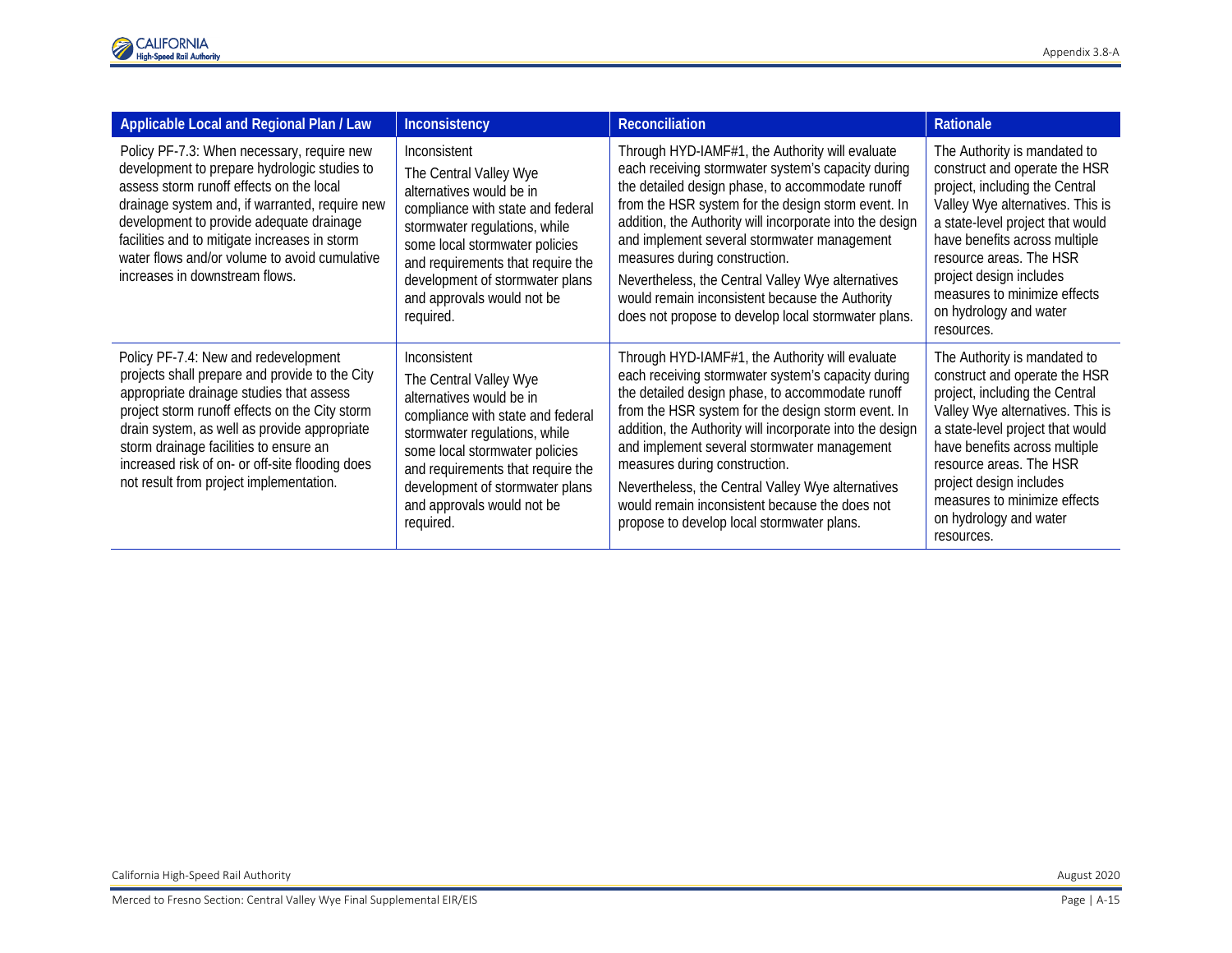| Applicable Local and Regional Plan / Law | Inconsistency | Reconciliation | Rationale |
|---|---|---|---|
| Policy PF-7.3: When necessary, require new development to prepare hydrologic studies to assess storm runoff effects on the local drainage system and, if warranted, require new development to provide adequate drainage facilities and to mitigate increases in storm water flows and/or volume to avoid cumulative increases in downstream flows. | Inconsistent<br>The Central Valley Wye alternatives would be in compliance with state and federal stormwater regulations, while some local stormwater policies and requirements that require the development of stormwater plans and approvals would not be required. | Through HYD-IAMF#1, the Authority will evaluate each receiving stormwater system's capacity during the detailed design phase, to accommodate runoff from the HSR system for the design storm event. In addition, the Authority will incorporate into the design and implement several stormwater management measures during construction.<br>Nevertheless, the Central Valley Wye alternatives would remain inconsistent because the Authority does not propose to develop local stormwater plans. | The Authority is mandated to construct and operate the HSR project, including the Central Valley Wye alternatives. This is a state-level project that would have benefits across multiple resource areas. The HSR project design includes measures to minimize effects on hydrology and water resources. |
| Policy PF-7.4: New and redevelopment projects shall prepare and provide to the City appropriate drainage studies that assess project storm runoff effects on the City storm drain system, as well as provide appropriate storm drainage facilities to ensure an increased risk of on- or off-site flooding does not result from project implementation. | Inconsistent<br>The Central Valley Wye alternatives would be in compliance with state and federal stormwater regulations, while some local stormwater policies and requirements that require the development of stormwater plans and approvals would not be required. | Through HYD-IAMF#1, the Authority will evaluate each receiving stormwater system's capacity during the detailed design phase, to accommodate runoff from the HSR system for the design storm event. In addition, the Authority will incorporate into the design and implement several stormwater management measures during construction.<br>Nevertheless, the Central Valley Wye alternatives would remain inconsistent because the does not propose to develop local stormwater plans. | The Authority is mandated to construct and operate the HSR project, including the Central Valley Wye alternatives. This is a state-level project that would have benefits across multiple resource areas. The HSR project design includes measures to minimize effects on hydrology and water resources. |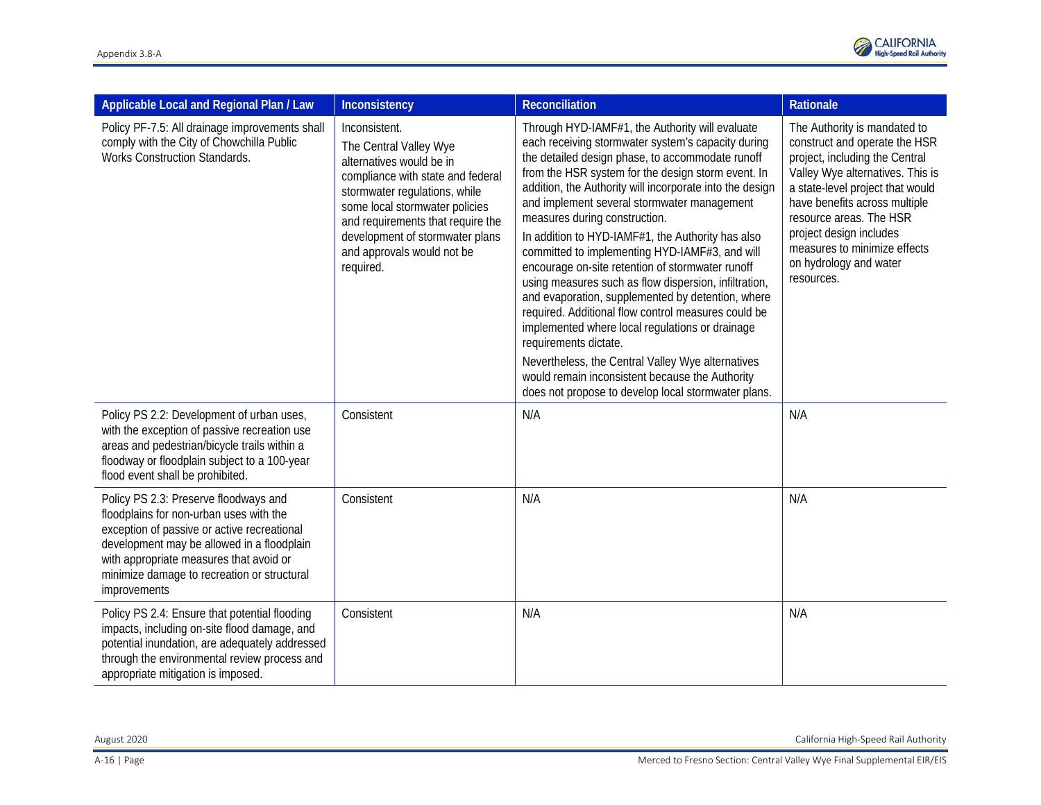| Applicable Local and Regional Plan / Law | Inconsistency | Reconciliation | Rationale |
|---|---|---|---|
| Policy PF-7.5: All drainage improvements shall comply with the City of Chowchilla Public Works Construction Standards. | Inconsistent.<br>The Central Valley Wye alternatives would be in compliance with state and federal stormwater regulations, while some local stormwater policies and requirements that require the development of stormwater plans and approvals would not be required. | Through HYD-IAMF#1, the Authority will evaluate each receiving stormwater system's capacity during the detailed design phase, to accommodate runoff from the HSR system for the design storm event. In addition, the Authority will incorporate into the design and implement several stormwater management measures during construction.<br>In addition to HYD-IAMF#1, the Authority has also committed to implementing HYD-IAMF#3, and will encourage on-site retention of stormwater runoff using measures such as flow dispersion, infiltration, and evaporation, supplemented by detention, where required. Additional flow control measures could be implemented where local regulations or drainage requirements dictate.<br>Nevertheless, the Central Valley Wye alternatives would remain inconsistent because the Authority does not propose to develop local stormwater plans. | The Authority is mandated to construct and operate the HSR project, including the Central Valley Wye alternatives. This is a state-level project that would have benefits across multiple resource areas. The HSR project design includes measures to minimize effects on hydrology and water resources. |
| Policy PS 2.2: Development of urban uses, with the exception of passive recreation use areas and pedestrian/bicycle trails within a floodway or floodplain subject to a 100-year flood event shall be prohibited. | Consistent | N/A | N/A |
| Policy PS 2.3: Preserve floodways and floodplains for non-urban uses with the exception of passive or active recreational development may be allowed in a floodplain with appropriate measures that avoid or minimize damage to recreation or structural improvements | Consistent | N/A | N/A |
| Policy PS 2.4: Ensure that potential flooding impacts, including on-site flood damage, and potential inundation, are adequately addressed through the environmental review process and appropriate mitigation is imposed. | Consistent | N/A | N/A |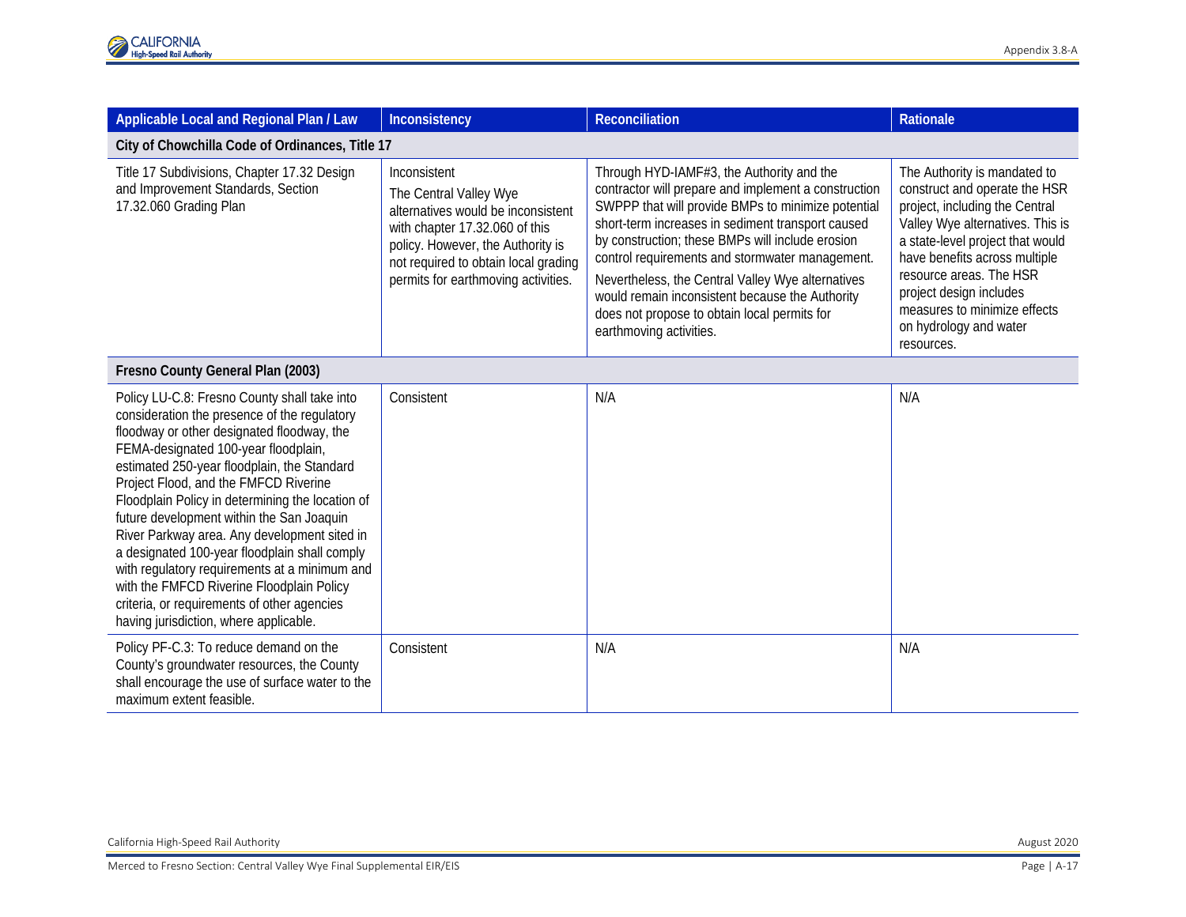| Applicable Local and Regional Plan / Law | Inconsistency | Reconciliation | Rationale |
|---|---|---|---|
| **City of Chowchilla Code of Ordinances, Title 17** | | | |
| Title 17 Subdivisions, Chapter 17.32 Design and Improvement Standards, Section 17.32.060 Grading Plan | Inconsistent<br>The Central Valley Wye alternatives would be inconsistent with chapter 17.32.060 of this policy. However, the Authority is not required to obtain local grading permits for earthmoving activities. | Through HYD-IAMF#3, the Authority and the contractor will prepare and implement a construction SWPPP that will provide BMPs to minimize potential short-term increases in sediment transport caused by construction; these BMPs will include erosion control requirements and stormwater management.<br>Nevertheless, the Central Valley Wye alternatives would remain inconsistent because the Authority does not propose to obtain local permits for earthmoving activities. | The Authority is mandated to construct and operate the HSR project, including the Central Valley Wye alternatives. This is a state-level project that would have benefits across multiple resource areas. The HSR project design includes measures to minimize effects on hydrology and water resources. |
| **Fresno County General Plan (2003)** | | | |
| Policy LU-C.8: Fresno County shall take into consideration the presence of the regulatory floodway or other designated floodway, the FEMA-designated 100-year floodplain, estimated 250-year floodplain, the Standard Project Flood, and the FMFCD Riverine Floodplain Policy in determining the location of future development within the San Joaquin River Parkway area. Any development sited in a designated 100-year floodplain shall comply with regulatory requirements at a minimum and with the FMFCD Riverine Floodplain Policy criteria, or requirements of other agencies having jurisdiction, where applicable. | Consistent | N/A | N/A |
| Policy PF-C.3: To reduce demand on the County's groundwater resources, the County shall encourage the use of surface water to the maximum extent feasible. | Consistent | N/A | N/A |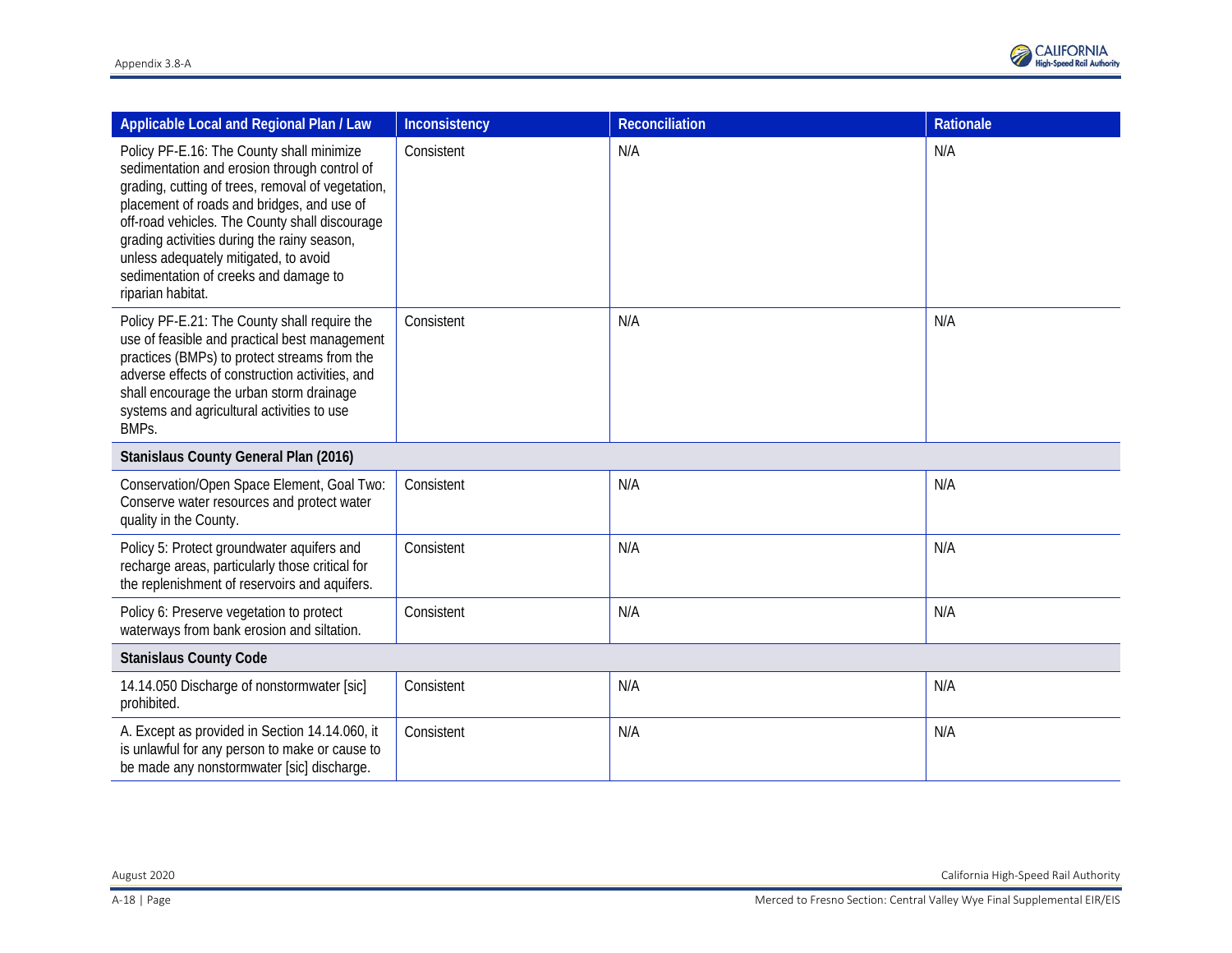| Applicable Local and Regional Plan / Law | Inconsistency | Reconciliation | Rationale |
|---|---|---|---|
| Policy PF-E.16: The County shall minimize sedimentation and erosion through control of grading, cutting of trees, removal of vegetation, placement of roads and bridges, and use of off-road vehicles. The County shall discourage grading activities during the rainy season, unless adequately mitigated, to avoid sedimentation of creeks and damage to riparian habitat. | Consistent | N/A | N/A |
| Policy PF-E.21: The County shall require the use of feasible and practical best management practices (BMPs) to protect streams from the adverse effects of construction activities, and shall encourage the urban storm drainage systems and agricultural activities to use BMPs. | Consistent | N/A | N/A |
| **Stanislaus County General Plan (2016)** | | | |
| Conservation/Open Space Element, Goal Two: Conserve water resources and protect water quality in the County. | Consistent | N/A | N/A |
| Policy 5: Protect groundwater aquifers and recharge areas, particularly those critical for the replenishment of reservoirs and aquifers. | Consistent | N/A | N/A |
| Policy 6: Preserve vegetation to protect waterways from bank erosion and siltation. | Consistent | N/A | N/A |
| **Stanislaus County Code** | | | |
| 14.14.050 Discharge of nonstormwater [sic] prohibited. | Consistent | N/A | N/A |
| A. Except as provided in Section 14.14.060, it is unlawful for any person to make or cause to be made any nonstormwater [sic] discharge. | Consistent | N/A | N/A |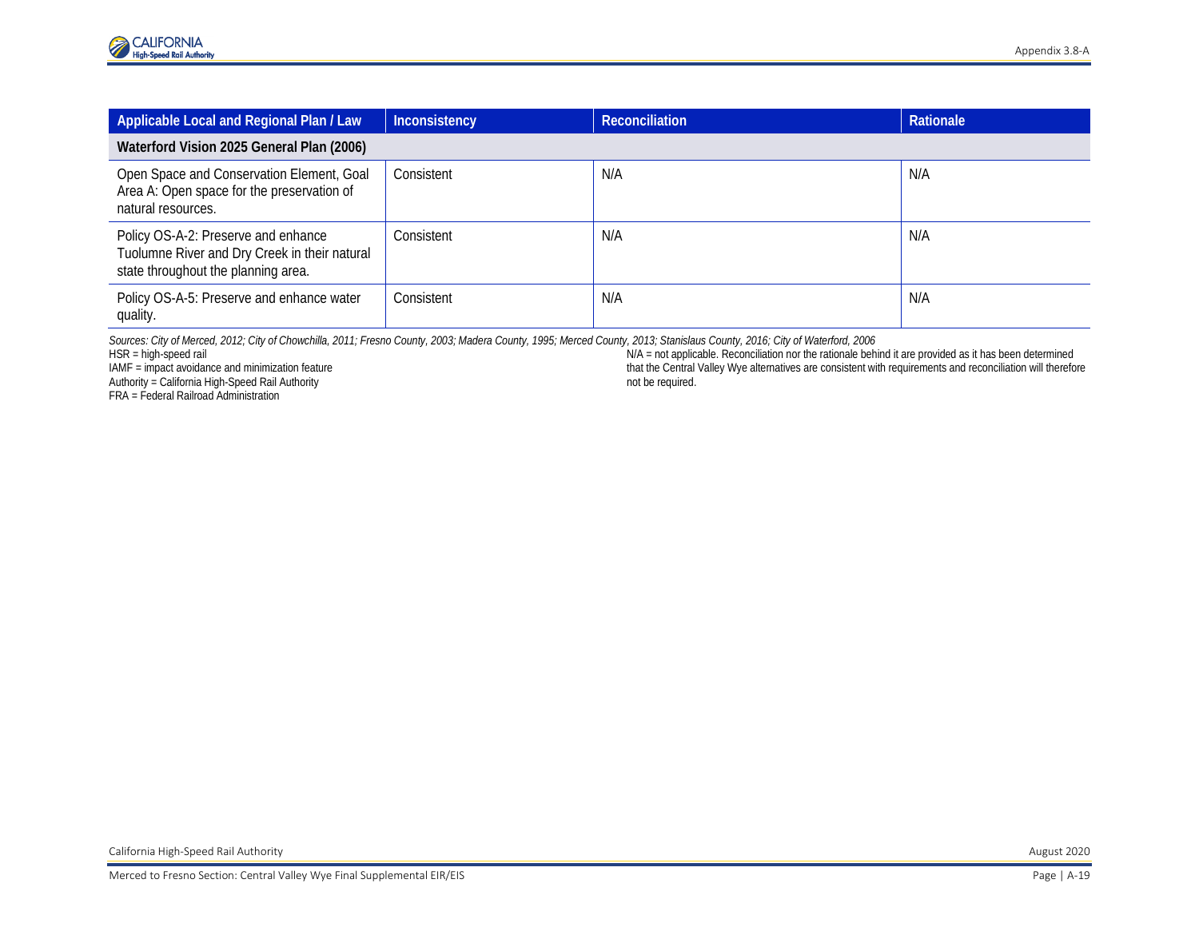| Applicable Local and Regional Plan / Law | Inconsistency | Reconciliation | Rationale |
|---|---|---|---|
| **Waterford Vision 2025 General Plan (2006)** | | | |
| Open Space and Conservation Element, Goal Area A: Open space for the preservation of natural resources. | Consistent | N/A | N/A |
| Policy OS-A-2: Preserve and enhance Tuolumne River and Dry Creek in their natural state throughout the planning area. | Consistent | N/A | N/A |
| Policy OS-A-5: Preserve and enhance water quality. | Consistent | N/A | N/A |

*Sources: City of Merced, 2012; City of Chowchilla, 2011; Fresno County, 2003; Madera County, 1995; Merced County, 2013; Stanislaus County, 2016; City of Waterford, 2006*

HSR = high-speed rail
IAMF = impact avoidance and minimization feature
Authority = California High-Speed Rail Authority
FRA = Federal Railroad Administration
N/A = not applicable. Reconciliation nor the rationale behind it are provided as it has been determined that the Central Valley Wye alternatives are consistent with requirements and reconciliation will therefore not be required.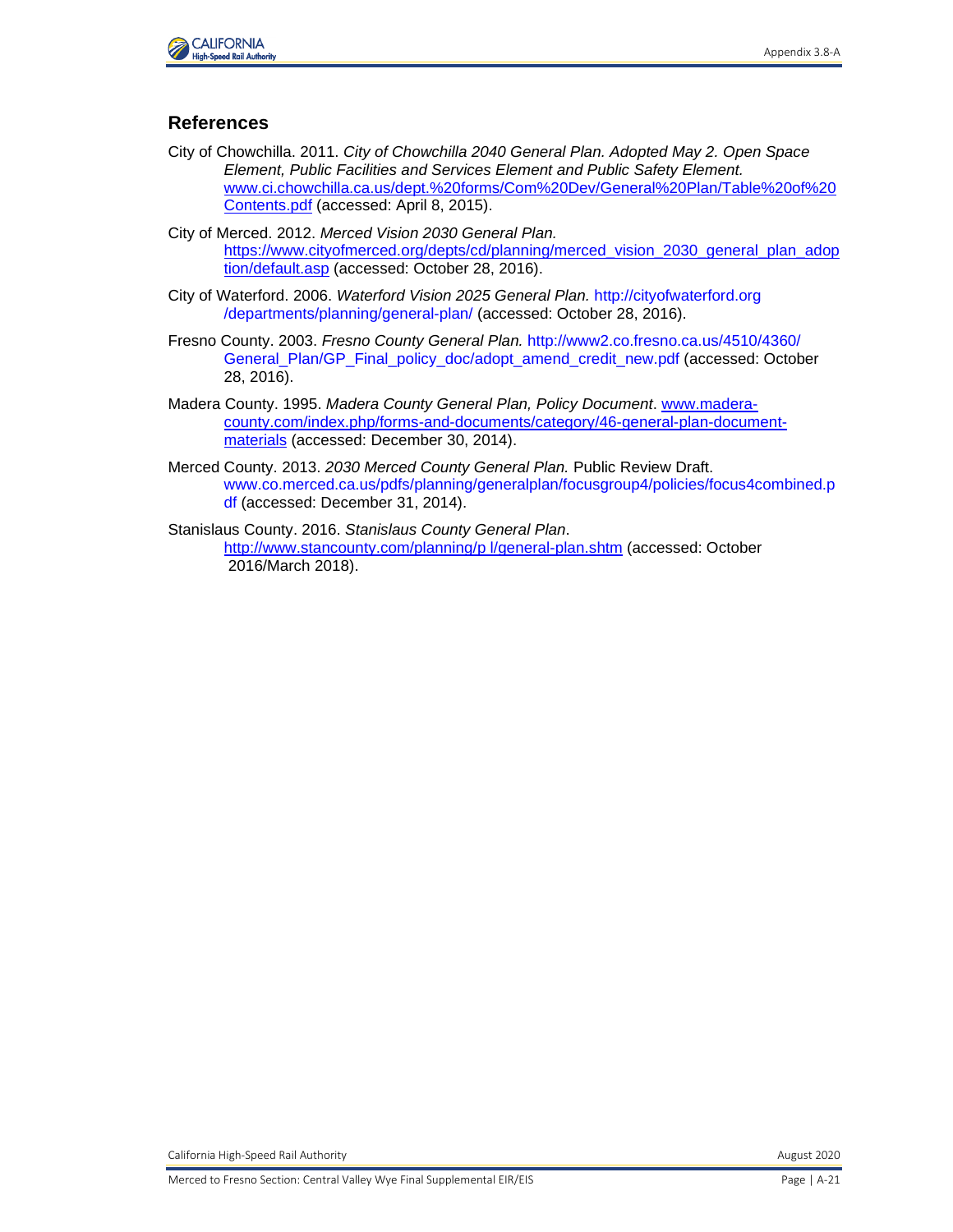## References

City of Chowchilla. 2011. *City of Chowchilla 2040 General Plan. Adopted May 2. Open Space Element, Public Facilities and Services Element and Public Safety Element.* www.ci.chowchilla.ca.us/dept.%20forms/Com%20Dev/General%20Plan/Table%20of%20Contents.pdf (accessed: April 8, 2015).

City of Merced. 2012. *Merced Vision 2030 General Plan.* https://www.cityofmerced.org/depts/cd/planning/merced_vision_2030_general_plan_adoption/default.asp (accessed: October 28, 2016).

City of Waterford. 2006. *Waterford Vision 2025 General Plan.* http://cityofwaterford.org/departments/planning/general-plan/ (accessed: October 28, 2016).

Fresno County. 2003. *Fresno County General Plan.* http://www2.co.fresno.ca.us/4510/4360/General_Plan/GP_Final_policy_doc/adopt_amend_credit_new.pdf (accessed: October 28, 2016).

Madera County. 1995. *Madera County General Plan, Policy Document*. www.madera-county.com/index.php/forms-and-documents/category/46-general-plan-document-materials (accessed: December 30, 2014).

Merced County. 2013. *2030 Merced County General Plan.* Public Review Draft. www.co.merced.ca.us/pdfs/planning/generalplan/focusgroup4/policies/focus4combined.pdf (accessed: December 31, 2014).

Stanislaus County. 2016. *Stanislaus County General Plan*. http://www.stancounty.com/planning/p l/general-plan.shtm (accessed: October 2016/March 2018).